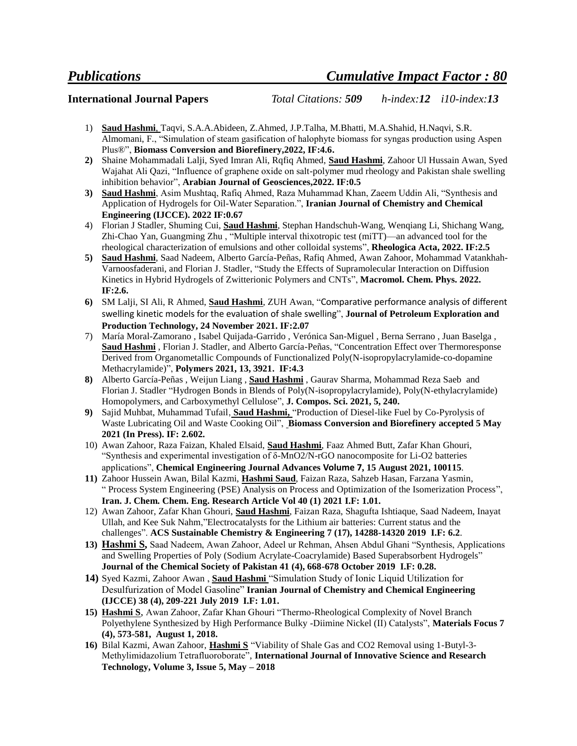## *Publications* *Cumulative Impact Factor : 80*

**International Journal Papers** *Total Citations:* ***509*** *h-index:**12*** *i10-index:**13***

1) **Saud Hashmi**, Taqvi, S.A.A.Abideen, Z.Ahmed, J.P.Talha, M.Bhatti, M.A.Shahid, H.Naqvi, S.R. Almomani, F., "Simulation of steam gasification of halophyte biomass for syngas production using Aspen Plus®", **Biomass Conversion and Biorefinery,2022, IF:4.6.**
2) Shaine Mohammadali Lalji, Syed Imran Ali, Rqfiq Ahmed, **Saud Hashmi**, Zahoor Ul Hussain Awan, Syed Wajahat Ali Qazi, "Influence of graphene oxide on salt-polymer mud rheology and Pakistan shale swelling inhibition behavior", **Arabian Journal of Geosciences,2022. IF:0.5**
3) **Saud Hashmi**, Asim Mushtaq, Rafiq Ahmed, Raza Muhammad Khan, Zaeem Uddin Ali, "Synthesis and Application of Hydrogels for Oil-Water Separation.", **Iranian Journal of Chemistry and Chemical Engineering (IJCCE). 2022 IF:0.67**
4) Florian J Stadler, Shuming Cui, **Saud Hashmi**, Stephan Handschuh-Wang, Wenqiang Li, Shichang Wang, Zhi-Chao Yan, Guangming Zhu , "Multiple interval thixotropic test (miTT)—an advanced tool for the rheological characterization of emulsions and other colloidal systems", **Rheologica Acta, 2022. IF:2.5**
5) **Saud Hashmi**, Saad Nadeem, Alberto García-Peñas, Rafiq Ahmed, Awan Zahoor, Mohammad Vatankhah-Varnoosfaderani, and Florian J. Stadler, "Study the Effects of Supramolecular Interaction on Diffusion Kinetics in Hybrid Hydrogels of Zwitterionic Polymers and CNTs", **Macromol. Chem. Phys. 2022. IF:2.6.**
6) SM Lalji, SI Ali, R Ahmed, **Saud Hashmi**, ZUH Awan, "Comparative performance analysis of different swelling kinetic models for the evaluation of shale swelling", **Journal of Petroleum Exploration and Production Technology, 24 November 2021. IF:2.07**
7) María Moral-Zamorano , Isabel Quijada-Garrido , Verónica San-Miguel , Berna Serrano , Juan Baselga , **Saud Hashmi** , Florian J. Stadler, and Alberto García-Peñas, "Concentration Effect over Thermoresponse Derived from Organometallic Compounds of Functionalized Poly(N-isopropylacrylamide-co-dopamine Methacrylamide)", **Polymers 2021, 13, 3921. IF:4.3**
8) Alberto García-Peñas , Weijun Liang , **Saud Hashmi** , Gaurav Sharma, Mohammad Reza Saeb and Florian J. Stadler "Hydrogen Bonds in Blends of Poly(N-isopropylacrylamide), Poly(N-ethylacrylamide) Homopolymers, and Carboxymethyl Cellulose", **J. Compos. Sci. 2021, 5, 240.**
9) Sajid Muhbat, Muhammad Tufail, **Saud Hashmi,** "Production of Diesel-like Fuel by Co-Pyrolysis of Waste Lubricating Oil and Waste Cooking Oil", **Biomass Conversion and Biorefinery accepted 5 May 2021 (In Press). IF: 2.602.**
10) Awan Zahoor, Raza Faizan, Khaled Elsaid, **Saud Hashmi**, Faaz Ahmed Butt, Zafar Khan Ghouri, "Synthesis and experimental investigation of δ-$MnO_2$/N-rGO nanocomposite for Li-$O_2$ batteries applications", **Chemical Engineering Journal Advances Volume 7, 15 August 2021, 100115**.
11) Zahoor Hussein Awan, Bilal Kazmi, **Hashmi Saud**, Faizan Raza, Sahzeb Hasan, Farzana Yasmin, " Process System Engineering (PSE) Analysis on Process and Optimization of the Isomerization Process", **Iran. J. Chem. Chem. Eng. Research Article Vol 40 (1) 2021 I.F: 1.01.**
12) Awan Zahoor, Zafar Khan Ghouri, **Saud Hashmi**, Faizan Raza, Shagufta Ishtiaque, Saad Nadeem, Inayat Ullah, and Kee Suk Nahm,"Electrocatalysts for the Lithium air batteries: Current status and the challenges". **ACS Sustainable Chemistry & Engineering 7 (17), 14288-14320 2019 I.F: 6.2**.
13) **Hashmi S,** Saad Nadeem, Awan Zahoor, Adeel ur Rehman, Ahsen Abdul Ghani "Synthesis, Applications and Swelling Properties of Poly (Sodium Acrylate-Coacrylamide) Based Superabsorbent Hydrogels" **Journal of the Chemical Society of Pakistan 41 (4), 668-678 October 2019 I.F: 0.28.**
14) Syed Kazmi, Zahoor Awan , **Saud Hashmi** "Simulation Study of Ionic Liquid Utilization for Desulfurization of Model Gasoline" **Iranian Journal of Chemistry and Chemical Engineering (IJCCE) 38 (4), 209-221 July 2019 I.F: 1.01.**
15) **Hashmi S**, Awan Zahoor, Zafar Khan Ghouri "Thermo-Rheological Complexity of Novel Branch Polyethylene Synthesized by High Performance Bulky -Diimine Nickel (II) Catalysts", **Materials Focus 7 (4), 573-581, August 1, 2018.**
16) Bilal Kazmi, Awan Zahoor, **Hashmi S** "Viability of Shale Gas and $CO_2$ Removal using 1-Butyl-3-Methylimidazolium Tetrafluoroborate", **International Journal of Innovative Science and Research Technology, Volume 3, Issue 5, May – 2018**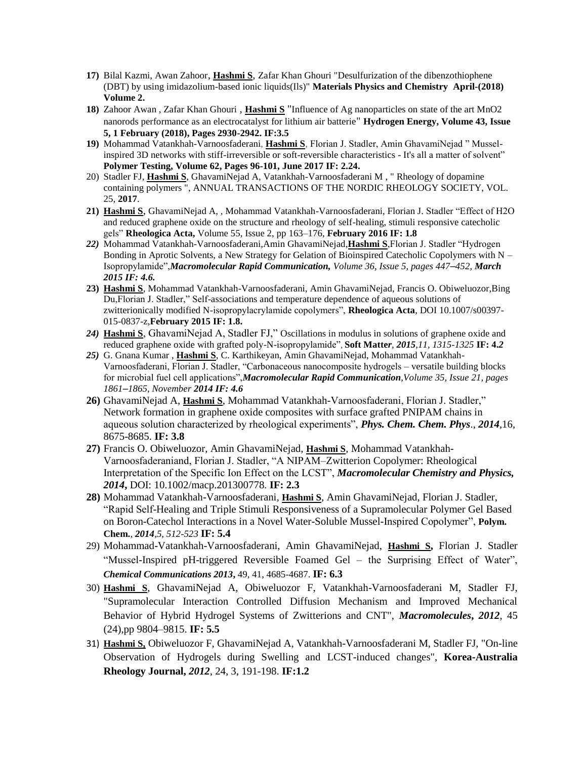17) Bilal Kazmi, Awan Zahoor, **Hashmi S**, Zafar Khan Ghouri "Desulfurization of the dibenzothiophene (DBT) by using imidazolium-based ionic liquids(Ils)" **Materials Physics and Chemistry April-(2018) Volume 2.**

18) Zahoor Awan , Zafar Khan Ghouri , **Hashmi S** "Influence of Ag nanoparticles on state of the art MnO2 nanorods performance as an electrocatalyst for lithium air batterie" **Hydrogen Energy, Volume 43, Issue 5, 1 February (2018), Pages 2930-2942. IF:3.5**

19) Mohammad Vatankhah-Varnoosfaderani, **Hashmi S**, Florian J. Stadler, Amin GhavamiNejad " Mussel-inspired 3D networks with stiff-irreversible or soft-reversible characteristics - It's all a matter of solvent" **Polymer Testing, Volume 62, Pages 96-101, June 2017 IF: 2.24.**

20) Stadler FJ, **Hashmi S**, GhavamiNejad A, Vatankhah-Varnoosfaderani M , " Rheology of dopamine containing polymers ", ANNUAL TRANSACTIONS OF THE NORDIC RHEOLOGY SOCIETY, VOL. 25, **2017**.

21) **Hashmi S**, GhavamiNejad A, , Mohammad Vatankhah-Varnoosfaderani, Florian J. Stadler "Effect of H2O and reduced graphene oxide on the structure and rheology of self-healing, stimuli responsive catecholic gels" **Rheologica Acta,** Volume 55, Issue 2, pp 163–176, **February 2016 IF: 1.8**

22) Mohammad Vatankhah-Varnoosfaderani,Amin GhavamiNejad,**Hashmi S**,Florian J. Stadler "Hydrogen Bonding in Aprotic Solvents, a New Strategy for Gelation of Bioinspired Catecholic Copolymers with N – Isopropylamide",***Macromolecular Rapid Communication,*** *Volume 36, Issue 5, pages 447–452,* ***March 2015 IF: 4.6.***

23) **Hashmi S**, Mohammad Vatankhah-Varnoosfaderani, Amin GhavamiNejad, Francis O. Obiweluozor,Bing Du,Florian J. Stadler," Self-associations and temperature dependence of aqueous solutions of zwitterionically modified N-isopropylacrylamide copolymers", **Rheologica Acta**, DOI 10.1007/s00397-015-0837-z,**February 2015 IF: 1.8.**

24) **Hashmi S**, GhavamiNejad A, Stadler FJ," Oscillations in modulus in solutions of graphene oxide and reduced graphene oxide with grafted poly-N-isopropylamide", **Soft Matter**, *2015,11, 1315-1325* **IF: 4.2**

25) G. Gnana Kumar , **Hashmi S**, C. Karthikeyan, Amin GhavamiNejad, Mohammad Vatankhah-Varnoosfaderani, Florian J. Stadler, "Carbonaceous nanocomposite hydrogels – versatile building blocks for microbial fuel cell applications",***Macromolecular Rapid Communication***,*Volume 35, Issue 21, pages 1861–1865, November* ***2014 IF: 4.6***

26) GhavamiNejad A, **Hashmi S**, Mohammad Vatankhah-Varnoosfaderani, Florian J. Stadler," Network formation in graphene oxide composites with surface grafted PNIPAM chains in aqueous solution characterized by rheological experiments", ***Phys. Chem. Chem. Phys***., ***2014***,16, 8675-8685. **IF: 3.8**

27) Francis O. Obiweluozor, Amin GhavamiNejad, **Hashmi S**, Mohammad Vatankhah-Varnoosfaderaniand, Florian J. Stadler, "A NIPAM–Zwitterion Copolymer: Rheological Interpretation of the Specific Ion Effect on the LCST", ***Macromolecular Chemistry and Physics, 2014***, DOI: 10.1002/macp.201300778. **IF: 2.3**

28) Mohammad Vatankhah-Varnoosfaderani, **Hashmi S**, Amin GhavamiNejad, Florian J. Stadler, "Rapid Self-Healing and Triple Stimuli Responsiveness of a Supramolecular Polymer Gel Based on Boron-Catechol Interactions in a Novel Water-Soluble Mussel-Inspired Copolymer", **Polym. Chem.**, *2014,5, 512-523* **IF: 5.4**

29) Mohammad-Vatankhah-Varnoosfaderani, Amin GhavamiNejad, **Hashmi S,** Florian J. Stadler "Mussel-Inspired pH-triggered Reversible Foamed Gel – the Surprising Effect of Water", ***Chemical Communications 2013***, 49, 41, 4685-4687. **IF: 6.3**

30) **Hashmi S**, GhavamiNejad A, Obiweluozor F, Vatankhah-Varnoosfaderani M, Stadler FJ, "Supramolecular Interaction Controlled Diffusion Mechanism and Improved Mechanical Behavior of Hybrid Hydrogel Systems of Zwitterions and CNT", ***Macromolecules***, ***2012***, 45 (24),pp 9804–9815. **IF: 5.5**

31) **Hashmi S,** Obiweluozor F, GhavamiNejad A, Vatankhah-Varnoosfaderani M, Stadler FJ, "On-line Observation of Hydrogels during Swelling and LCST-induced changes", **Korea-Australia Rheology Journal,** ***2012***, 24, 3, 191-198. **IF:1.2**